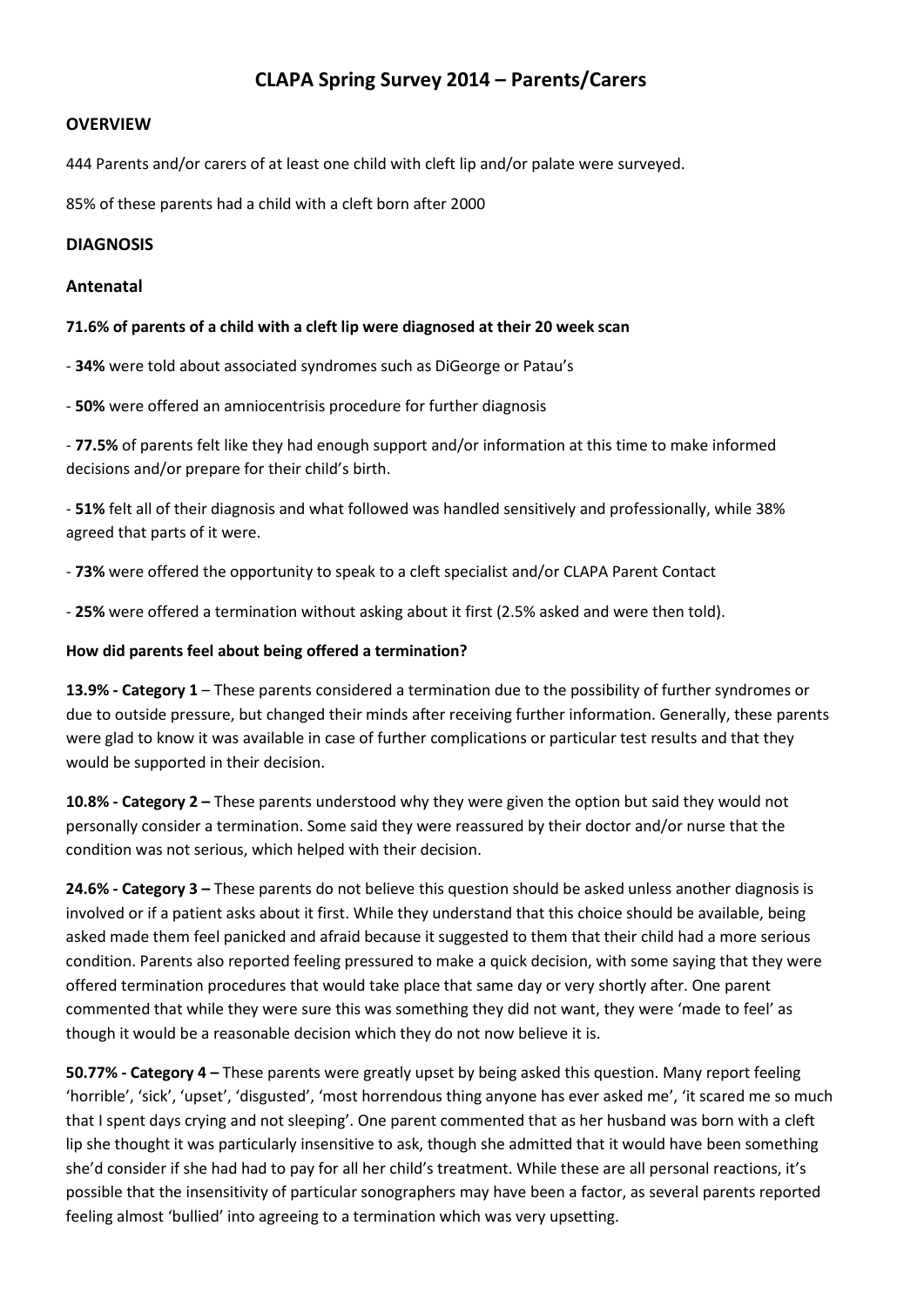# CLAPA Spring Survey 2014 – Parents/Carers

## OVERVIEW

444 Parents and/or carers of at least one child with cleft lip and/or palate were surveyed.

85% of these parents had a child with a cleft born after 2000

## DIAGNOSIS

### Antenatal

**71.6% of parents of a child with a cleft lip were diagnosed at their 20 week scan**

- **34%** were told about associated syndromes such as DiGeorge or Patau's

- **50%** were offered an amniocentrisis procedure for further diagnosis

- **77.5%** of parents felt like they had enough support and/or information at this time to make informed decisions and/or prepare for their child's birth.

- **51%** felt all of their diagnosis and what followed was handled sensitively and professionally, while 38% agreed that parts of it were.

- **73%** were offered the opportunity to speak to a cleft specialist and/or CLAPA Parent Contact

- **25%** were offered a termination without asking about it first (2.5% asked and were then told).

**How did parents feel about being offered a termination?**

**13.9% - Category 1** – These parents considered a termination due to the possibility of further syndromes or due to outside pressure, but changed their minds after receiving further information. Generally, these parents were glad to know it was available in case of further complications or particular test results and that they would be supported in their decision.

**10.8% - Category 2 –** These parents understood why they were given the option but said they would not personally consider a termination. Some said they were reassured by their doctor and/or nurse that the condition was not serious, which helped with their decision.

**24.6% - Category 3 –** These parents do not believe this question should be asked unless another diagnosis is involved or if a patient asks about it first. While they understand that this choice should be available, being asked made them feel panicked and afraid because it suggested to them that their child had a more serious condition. Parents also reported feeling pressured to make a quick decision, with some saying that they were offered termination procedures that would take place that same day or very shortly after. One parent commented that while they were sure this was something they did not want, they were 'made to feel' as though it would be a reasonable decision which they do not now believe it is.

**50.77% - Category 4 –** These parents were greatly upset by being asked this question. Many report feeling 'horrible', 'sick', 'upset', 'disgusted', 'most horrendous thing anyone has ever asked me', 'it scared me so much that I spent days crying and not sleeping'. One parent commented that as her husband was born with a cleft lip she thought it was particularly insensitive to ask, though she admitted that it would have been something she'd consider if she had had to pay for all her child's treatment. While these are all personal reactions, it's possible that the insensitivity of particular sonographers may have been a factor, as several parents reported feeling almost 'bullied' into agreeing to a termination which was very upsetting.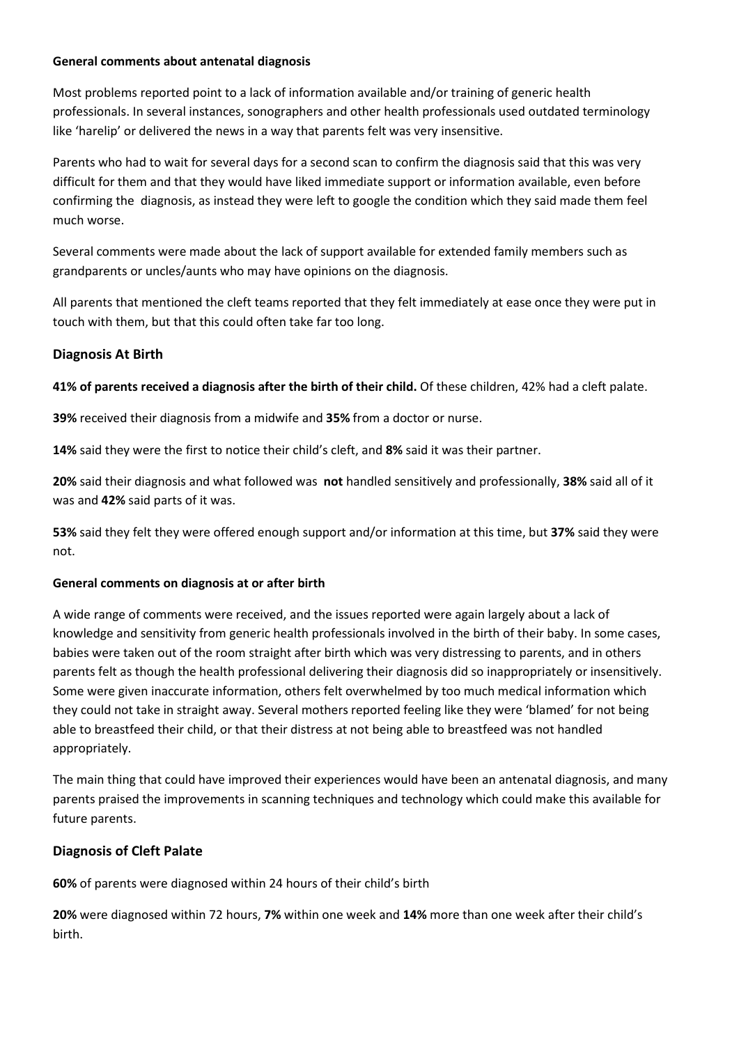**General comments about antenatal diagnosis**

Most problems reported point to a lack of information available and/or training of generic health professionals. In several instances, sonographers and other health professionals used outdated terminology like 'harelip' or delivered the news in a way that parents felt was very insensitive.

Parents who had to wait for several days for a second scan to confirm the diagnosis said that this was very difficult for them and that they would have liked immediate support or information available, even before confirming the diagnosis, as instead they were left to google the condition which they said made them feel much worse.

Several comments were made about the lack of support available for extended family members such as grandparents or uncles/aunts who may have opinions on the diagnosis.

All parents that mentioned the cleft teams reported that they felt immediately at ease once they were put in touch with them, but that this could often take far too long.

## Diagnosis At Birth

**41% of parents received a diagnosis after the birth of their child.** Of these children, 42% had a cleft palate.

**39%** received their diagnosis from a midwife and **35%** from a doctor or nurse.

**14%** said they were the first to notice their child's cleft, and **8%** said it was their partner.

**20%** said their diagnosis and what followed was **not** handled sensitively and professionally, **38%** said all of it was and **42%** said parts of it was.

**53%** said they felt they were offered enough support and/or information at this time, but **37%** said they were not.

**General comments on diagnosis at or after birth**

A wide range of comments were received, and the issues reported were again largely about a lack of knowledge and sensitivity from generic health professionals involved in the birth of their baby. In some cases, babies were taken out of the room straight after birth which was very distressing to parents, and in others parents felt as though the health professional delivering their diagnosis did so inappropriately or insensitively. Some were given inaccurate information, others felt overwhelmed by too much medical information which they could not take in straight away. Several mothers reported feeling like they were 'blamed' for not being able to breastfeed their child, or that their distress at not being able to breastfeed was not handled appropriately.

The main thing that could have improved their experiences would have been an antenatal diagnosis, and many parents praised the improvements in scanning techniques and technology which could make this available for future parents.

## Diagnosis of Cleft Palate

**60%** of parents were diagnosed within 24 hours of their child's birth

**20%** were diagnosed within 72 hours, **7%** within one week and **14%** more than one week after their child's birth.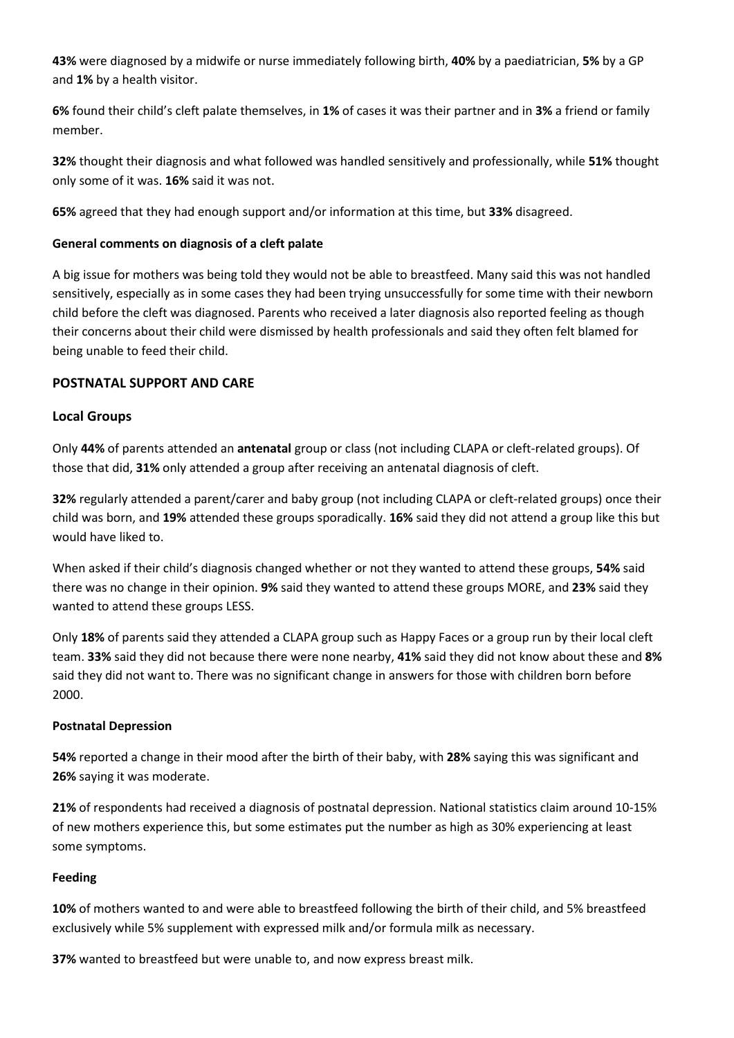**43%** were diagnosed by a midwife or nurse immediately following birth, **40%** by a paediatrician, **5%** by a GP and **1%** by a health visitor.

**6%** found their child's cleft palate themselves, in **1%** of cases it was their partner and in **3%** a friend or family member.

**32%** thought their diagnosis and what followed was handled sensitively and professionally, while **51%** thought only some of it was. **16%** said it was not.

**65%** agreed that they had enough support and/or information at this time, but **33%** disagreed.

**General comments on diagnosis of a cleft palate**

A big issue for mothers was being told they would not be able to breastfeed. Many said this was not handled sensitively, especially as in some cases they had been trying unsuccessfully for some time with their newborn child before the cleft was diagnosed. Parents who received a later diagnosis also reported feeling as though their concerns about their child were dismissed by health professionals and said they often felt blamed for being unable to feed their child.

## POSTNATAL SUPPORT AND CARE

### Local Groups

Only **44%** of parents attended an **antenatal** group or class (not including CLAPA or cleft-related groups). Of those that did, **31%** only attended a group after receiving an antenatal diagnosis of cleft.

**32%** regularly attended a parent/carer and baby group (not including CLAPA or cleft-related groups) once their child was born, and **19%** attended these groups sporadically. **16%** said they did not attend a group like this but would have liked to.

When asked if their child's diagnosis changed whether or not they wanted to attend these groups, **54%** said there was no change in their opinion. **9%** said they wanted to attend these groups MORE, and **23%** said they wanted to attend these groups LESS.

Only **18%** of parents said they attended a CLAPA group such as Happy Faces or a group run by their local cleft team. **33%** said they did not because there were none nearby, **41%** said they did not know about these and **8%** said they did not want to. There was no significant change in answers for those with children born before 2000.

**Postnatal Depression**

**54%** reported a change in their mood after the birth of their baby, with **28%** saying this was significant and **26%** saying it was moderate.

**21%** of respondents had received a diagnosis of postnatal depression. National statistics claim around 10-15% of new mothers experience this, but some estimates put the number as high as 30% experiencing at least some symptoms.

**Feeding**

**10%** of mothers wanted to and were able to breastfeed following the birth of their child, and 5% breastfeed exclusively while 5% supplement with expressed milk and/or formula milk as necessary.

**37%** wanted to breastfeed but were unable to, and now express breast milk.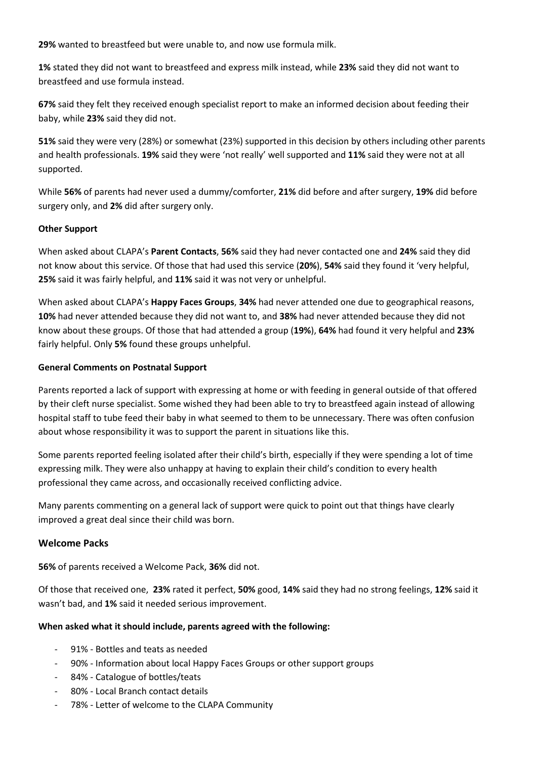**29%** wanted to breastfeed but were unable to, and now use formula milk.

**1%** stated they did not want to breastfeed and express milk instead, while **23%** said they did not want to breastfeed and use formula instead.

**67%** said they felt they received enough specialist report to make an informed decision about feeding their baby, while **23%** said they did not.

**51%** said they were very (28%) or somewhat (23%) supported in this decision by others including other parents and health professionals. **19%** said they were 'not really' well supported and **11%** said they were not at all supported.

While **56%** of parents had never used a dummy/comforter, **21%** did before and after surgery, **19%** did before surgery only, and **2%** did after surgery only.

**Other Support**

When asked about CLAPA's **Parent Contacts**, **56%** said they had never contacted one and **24%** said they did not know about this service. Of those that had used this service (**20%**), **54%** said they found it 'very helpful, **25%** said it was fairly helpful, and **11%** said it was not very or unhelpful.

When asked about CLAPA's **Happy Faces Groups**, **34%** had never attended one due to geographical reasons, **10%** had never attended because they did not want to, and **38%** had never attended because they did not know about these groups. Of those that had attended a group (**19%**), **64%** had found it very helpful and **23%** fairly helpful. Only **5%** found these groups unhelpful.

**General Comments on Postnatal Support**

Parents reported a lack of support with expressing at home or with feeding in general outside of that offered by their cleft nurse specialist. Some wished they had been able to try to breastfeed again instead of allowing hospital staff to tube feed their baby in what seemed to them to be unnecessary. There was often confusion about whose responsibility it was to support the parent in situations like this.

Some parents reported feeling isolated after their child's birth, especially if they were spending a lot of time expressing milk. They were also unhappy at having to explain their child's condition to every health professional they came across, and occasionally received conflicting advice.

Many parents commenting on a general lack of support were quick to point out that things have clearly improved a great deal since their child was born.

## Welcome Packs

**56%** of parents received a Welcome Pack, **36%** did not.

Of those that received one, **23%** rated it perfect, **50%** good, **14%** said they had no strong feelings, **12%** said it wasn't bad, and **1%** said it needed serious improvement.

**When asked what it should include, parents agreed with the following:**

- 91% - Bottles and teats as needed
- 90% - Information about local Happy Faces Groups or other support groups
- 84% - Catalogue of bottles/teats
- 80% - Local Branch contact details
- 78% - Letter of welcome to the CLAPA Community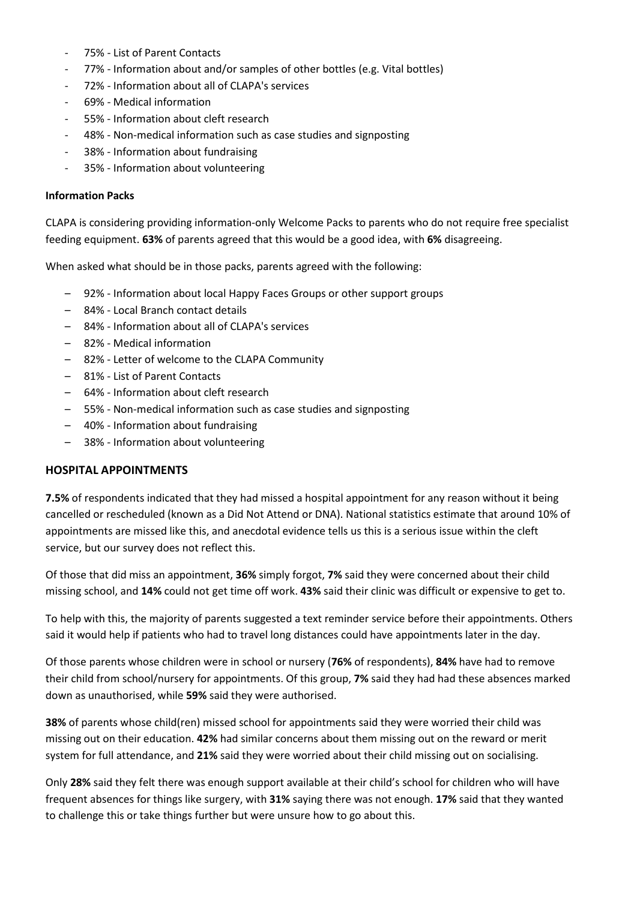- 75% - List of Parent Contacts
- 77% - Information about and/or samples of other bottles (e.g. Vital bottles)
- 72% - Information about all of CLAPA's services
- 69% - Medical information
- 55% - Information about cleft research
- 48% - Non-medical information such as case studies and signposting
- 38% - Information about fundraising
- 35% - Information about volunteering

**Information Packs**

CLAPA is considering providing information-only Welcome Packs to parents who do not require free specialist feeding equipment. **63%** of parents agreed that this would be a good idea, with **6%** disagreeing.

When asked what should be in those packs, parents agreed with the following:

- 92% - Information about local Happy Faces Groups or other support groups
- 84% - Local Branch contact details
- 84% - Information about all of CLAPA's services
- 82% - Medical information
- 82% - Letter of welcome to the CLAPA Community
- 81% - List of Parent Contacts
- 64% - Information about cleft research
- 55% - Non-medical information such as case studies and signposting
- 40% - Information about fundraising
- 38% - Information about volunteering

## HOSPITAL APPOINTMENTS

**7.5%** of respondents indicated that they had missed a hospital appointment for any reason without it being cancelled or rescheduled (known as a Did Not Attend or DNA). National statistics estimate that around 10% of appointments are missed like this, and anecdotal evidence tells us this is a serious issue within the cleft service, but our survey does not reflect this.

Of those that did miss an appointment, **36%** simply forgot, **7%** said they were concerned about their child missing school, and **14%** could not get time off work. **43%** said their clinic was difficult or expensive to get to.

To help with this, the majority of parents suggested a text reminder service before their appointments. Others said it would help if patients who had to travel long distances could have appointments later in the day.

Of those parents whose children were in school or nursery (**76%** of respondents), **84%** have had to remove their child from school/nursery for appointments. Of this group, **7%** said they had had these absences marked down as unauthorised, while **59%** said they were authorised.

**38%** of parents whose child(ren) missed school for appointments said they were worried their child was missing out on their education. **42%** had similar concerns about them missing out on the reward or merit system for full attendance, and **21%** said they were worried about their child missing out on socialising.

Only **28%** said they felt there was enough support available at their child's school for children who will have frequent absences for things like surgery, with **31%** saying there was not enough. **17%** said that they wanted to challenge this or take things further but were unsure how to go about this.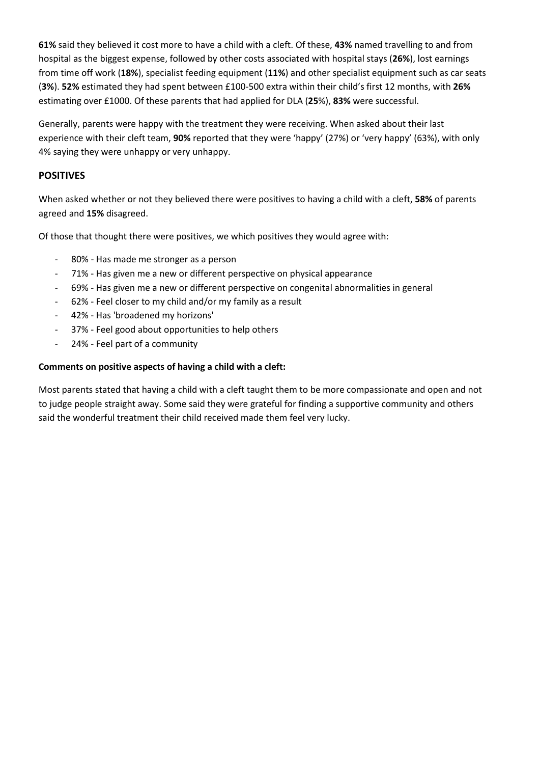**61%** said they believed it cost more to have a child with a cleft. Of these, **43%** named travelling to and from hospital as the biggest expense, followed by other costs associated with hospital stays (**26%**), lost earnings from time off work (**18%**), specialist feeding equipment (**11%**) and other specialist equipment such as car seats (**3%**). **52%** estimated they had spent between £100-500 extra within their child's first 12 months, with **26%** estimating over £1000. Of these parents that had applied for DLA (**25**%), **83%** were successful.

Generally, parents were happy with the treatment they were receiving. When asked about their last experience with their cleft team, **90%** reported that they were 'happy' (27%) or 'very happy' (63%), with only 4% saying they were unhappy or very unhappy.

## POSITIVES

When asked whether or not they believed there were positives to having a child with a cleft, **58%** of parents agreed and **15%** disagreed.

Of those that thought there were positives, we which positives they would agree with:

- 80% - Has made me stronger as a person
- 71% - Has given me a new or different perspective on physical appearance
- 69% - Has given me a new or different perspective on congenital abnormalities in general
- 62% - Feel closer to my child and/or my family as a result
- 42% - Has 'broadened my horizons'
- 37% - Feel good about opportunities to help others
- 24% - Feel part of a community

**Comments on positive aspects of having a child with a cleft:**

Most parents stated that having a child with a cleft taught them to be more compassionate and open and not to judge people straight away. Some said they were grateful for finding a supportive community and others said the wonderful treatment their child received made them feel very lucky.